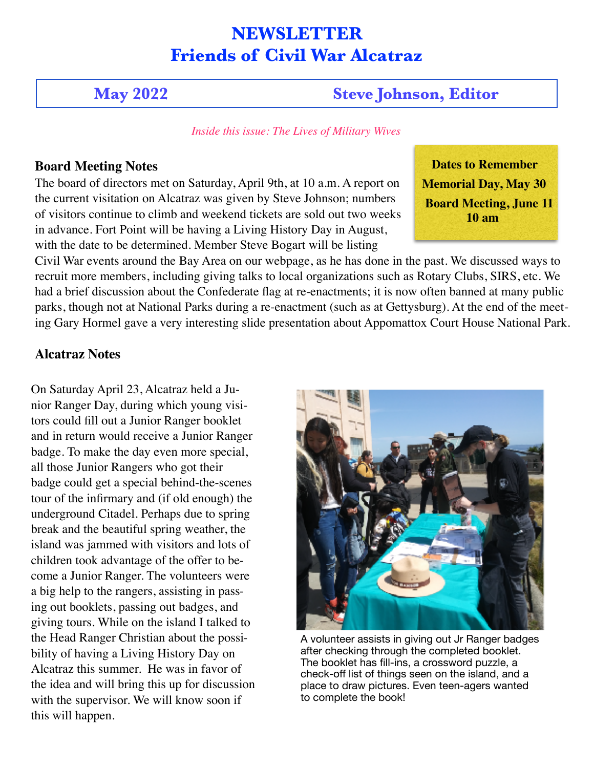# NEWSLETTER
# Friends of Civil War Alcatraz

**May 2022** — **Steve Johnson, Editor**

*Inside this issue: The Lives of Military Wives*

**Dates to Remember**
**Memorial Day, May 30**
**Board Meeting, June 11 10 am**

### Board Meeting Notes

The board of directors met on Saturday, April 9th, at 10 a.m. A report on the current visitation on Alcatraz was given by Steve Johnson; numbers of visitors continue to climb and weekend tickets are sold out two weeks in advance. Fort Point will be having a Living History Day in August, with the date to be determined. Member Steve Bogart will be listing Civil War events around the Bay Area on our webpage, as he has done in the past. We discussed ways to recruit more members, including giving talks to local organizations such as Rotary Clubs, SIRS, etc. We had a brief discussion about the Confederate flag at re-enactments; it is now often banned at many public parks, though not at National Parks during a re-enactment (such as at Gettysburg). At the end of the meeting Gary Hormel gave a very interesting slide presentation about Appomattox Court House National Park.

### Alcatraz Notes

On Saturday April 23, Alcatraz held a Junior Ranger Day, during which young visitors could fill out a Junior Ranger booklet and in return would receive a Junior Ranger badge. To make the day even more special, all those Junior Rangers who got their badge could get a special behind-the-scenes tour of the infirmary and (if old enough) the underground Citadel. Perhaps due to spring break and the beautiful spring weather, the island was jammed with visitors and lots of children took advantage of the offer to become a Junior Ranger. The volunteers were a big help to the rangers, assisting in passing out booklets, passing out badges, and giving tours. While on the island I talked to the Head Ranger Christian about the possibility of having a Living History Day on Alcatraz this summer. He was in favor of the idea and will bring this up for discussion with the supervisor. We will know soon if this will happen.

A volunteer assists in giving out Jr Ranger badges after checking through the completed booklet. The booklet has fill-ins, a crossword puzzle, a check-off list of things seen on the island, and a place to draw pictures. Even teen-agers wanted to complete the book!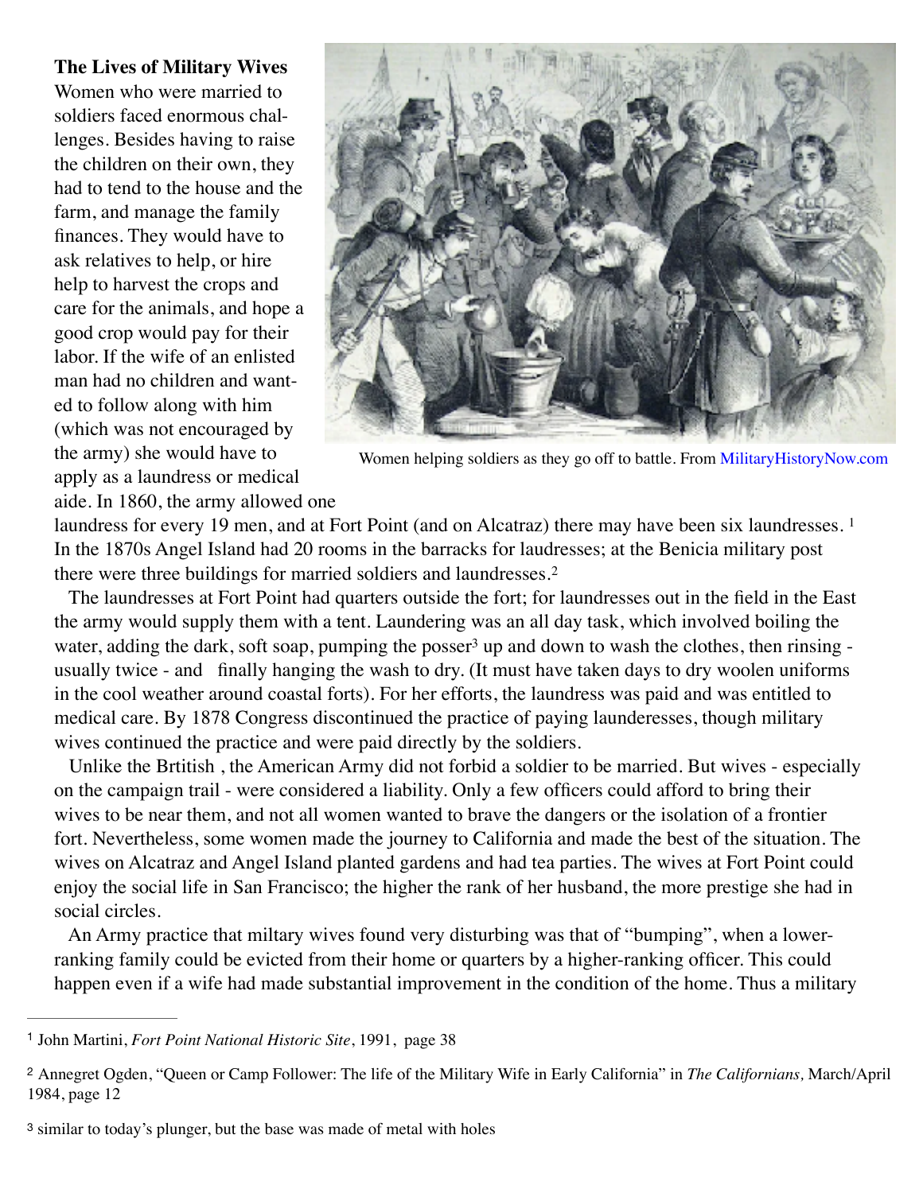**The Lives of Military Wives**

Women who were married to soldiers faced enormous challenges. Besides having to raise the children on their own, they had to tend to the house and the farm, and manage the family finances. They would have to ask relatives to help, or hire help to harvest the crops and care for the animals, and hope a good crop would pay for their labor. If the wife of an enlisted man had no children and wanted to follow along with him (which was not encouraged by the army) she would have to apply as a laundress or medical aide. In 1860, the army allowed one laundress for every 19 men, and at Fort Point (and on Alcatraz) there may have been six laundresses. [1] In the 1870s Angel Island had 20 rooms in the barracks for laudresses; at the Benicia military post there were three buildings for married soldiers and laundresses.[2]

Women helping soldiers as they go off to battle. From MilitaryHistoryNow.com

The laundresses at Fort Point had quarters outside the fort; for laundresses out in the field in the East the army would supply them with a tent. Laundering was an all day task, which involved boiling the water, adding the dark, soft soap, pumping the posser[3] up and down to wash the clothes, then rinsing - usually twice - and finally hanging the wash to dry. (It must have taken days to dry woolen uniforms in the cool weather around coastal forts). For her efforts, the laundress was paid and was entitled to medical care. By 1878 Congress discontinued the practice of paying launderesses, though military wives continued the practice and were paid directly by the soldiers.

Unlike the Brtitish , the American Army did not forbid a soldier to be married. But wives - especially on the campaign trail - were considered a liability. Only a few officers could afford to bring their wives to be near them, and not all women wanted to brave the dangers or the isolation of a frontier fort. Nevertheless, some women made the journey to California and made the best of the situation. The wives on Alcatraz and Angel Island planted gardens and had tea parties. The wives at Fort Point could enjoy the social life in San Francisco; the higher the rank of her husband, the more prestige she had in social circles.

An Army practice that miltary wives found very disturbing was that of "bumping", when a lower-ranking family could be evicted from their home or quarters by a higher-ranking officer. This could happen even if a wife had made substantial improvement in the condition of the home. Thus a military

---

[1] John Martini, *Fort Point National Historic Site*, 1991, page 38

[2] Annegret Ogden, "Queen or Camp Follower: The life of the Military Wife in Early California" in *The Californians,* March/April 1984, page 12

[3] similar to today's plunger, but the base was made of metal with holes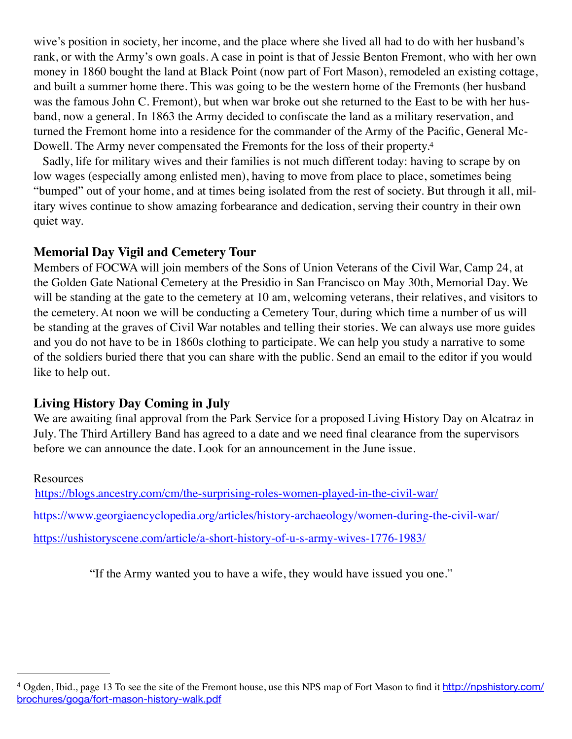wive's position in society, her income, and the place where she lived all had to do with her husband's rank, or with the Army's own goals. A case in point is that of Jessie Benton Fremont, who with her own money in 1860 bought the land at Black Point (now part of Fort Mason), remodeled an existing cottage, and built a summer home there. This was going to be the western home of the Fremonts (her husband was the famous John C. Fremont), but when war broke out she returned to the East to be with her husband, now a general. In 1863 the Army decided to confiscate the land as a military reservation, and turned the Fremont home into a residence for the commander of the Army of the Pacific, General McDowell. The Army never compensated the Fremonts for the loss of their property.[4]

Sadly, life for military wives and their families is not much different today: having to scrape by on low wages (especially among enlisted men), having to move from place to place, sometimes being "bumped" out of your home, and at times being isolated from the rest of society. But through it all, military wives continue to show amazing forbearance and dedication, serving their country in their own quiet way.

### Memorial Day Vigil and Cemetery Tour

Members of FOCWA will join members of the Sons of Union Veterans of the Civil War, Camp 24, at the Golden Gate National Cemetery at the Presidio in San Francisco on May 30th, Memorial Day. We will be standing at the gate to the cemetery at 10 am, welcoming veterans, their relatives, and visitors to the cemetery. At noon we will be conducting a Cemetery Tour, during which time a number of us will be standing at the graves of Civil War notables and telling their stories. We can always use more guides and you do not have to be in 1860s clothing to participate. We can help you study a narrative to some of the soldiers buried there that you can share with the public. Send an email to the editor if you would like to help out.

### Living History Day Coming in July

We are awaiting final approval from the Park Service for a proposed Living History Day on Alcatraz in July. The Third Artillery Band has agreed to a date and we need final clearance from the supervisors before we can announce the date. Look for an announcement in the June issue.

Resources

https://blogs.ancestry.com/cm/the-surprising-roles-women-played-in-the-civil-war/

https://www.georgiaencyclopedia.org/articles/history-archaeology/women-during-the-civil-war/

https://ushistoryscene.com/article/a-short-history-of-u-s-army-wives-1776-1983/

"If the Army wanted you to have a wife, they would have issued you one."

---

[4] Ogden, Ibid., page 13 To see the site of the Fremont house, use this NPS map of Fort Mason to find it http://npshistory.com/brochures/goga/fort-mason-history-walk.pdf